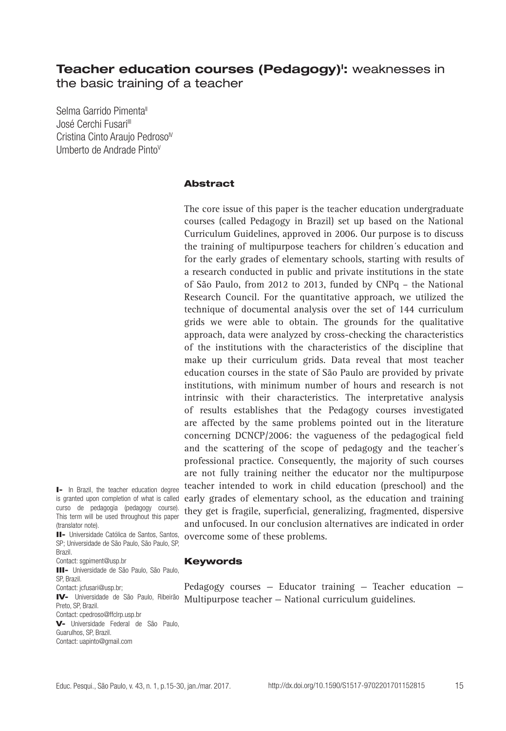# **Teacher education courses (Pedagogy)[I]:** weaknesses in the basic training of a teacher

Selma Garrido Pimenta[II]
José Cerchi Fusari[III]
Cristina Cinto Araujo Pedroso[IV]
Umberto de Andrade Pinto[V]

### Abstract

The core issue of this paper is the teacher education undergraduate courses (called Pedagogy in Brazil) set up based on the National Curriculum Guidelines, approved in 2006. Our purpose is to discuss the training of multipurpose teachers for children´s education and for the early grades of elementary schools, starting with results of a research conducted in public and private institutions in the state of São Paulo, from 2012 to 2013, funded by CNPq – the National Research Council. For the quantitative approach, we utilized the technique of documental analysis over the set of 144 curriculum grids we were able to obtain. The grounds for the qualitative approach, data were analyzed by cross-checking the characteristics of the institutions with the characteristics of the discipline that make up their curriculum grids. Data reveal that most teacher education courses in the state of São Paulo are provided by private institutions, with minimum number of hours and research is not intrinsic with their characteristics. The interpretative analysis of results establishes that the Pedagogy courses investigated are affected by the same problems pointed out in the literature concerning DCNCP/2006: the vagueness of the pedagogical field and the scattering of the scope of pedagogy and the teacher´s professional practice. Consequently, the majority of such courses are not fully training neither the educator nor the multipurpose teacher intended to work in child education (preschool) and the early grades of elementary school, as the education and training they get is fragile, superficial, generalizing, fragmented, dispersive and unfocused. In our conclusion alternatives are indicated in order overcome some of these problems.

### Keywords

Pedagogy courses – Educator training – Teacher education – Multipurpose teacher – National curriculum guidelines.

**I-** In Brazil, the teacher education degree is granted upon completion of what is called curso de pedagogia (pedagogy course). This term will be used throughout this paper (translator note).

**II-** Universidade Católica de Santos, Santos, SP; Universidade de São Paulo, São Paulo, SP, Brazil.
Contact: sgpiment@usp.br

**III-** Universidade de São Paulo, São Paulo, SP, Brazil.
Contact: jcfusari@usp.br;

**IV-** Universidade de São Paulo, Ribeirão Preto, SP, Brazil.
Contact: cpedroso@ffclrp.usp.br

**V-** Universidade Federal de São Paulo, Guarulhos, SP, Brazil.
Contact: uapinto@gmail.com

http://dx.doi.org/10.1590/S1517-9702201701152815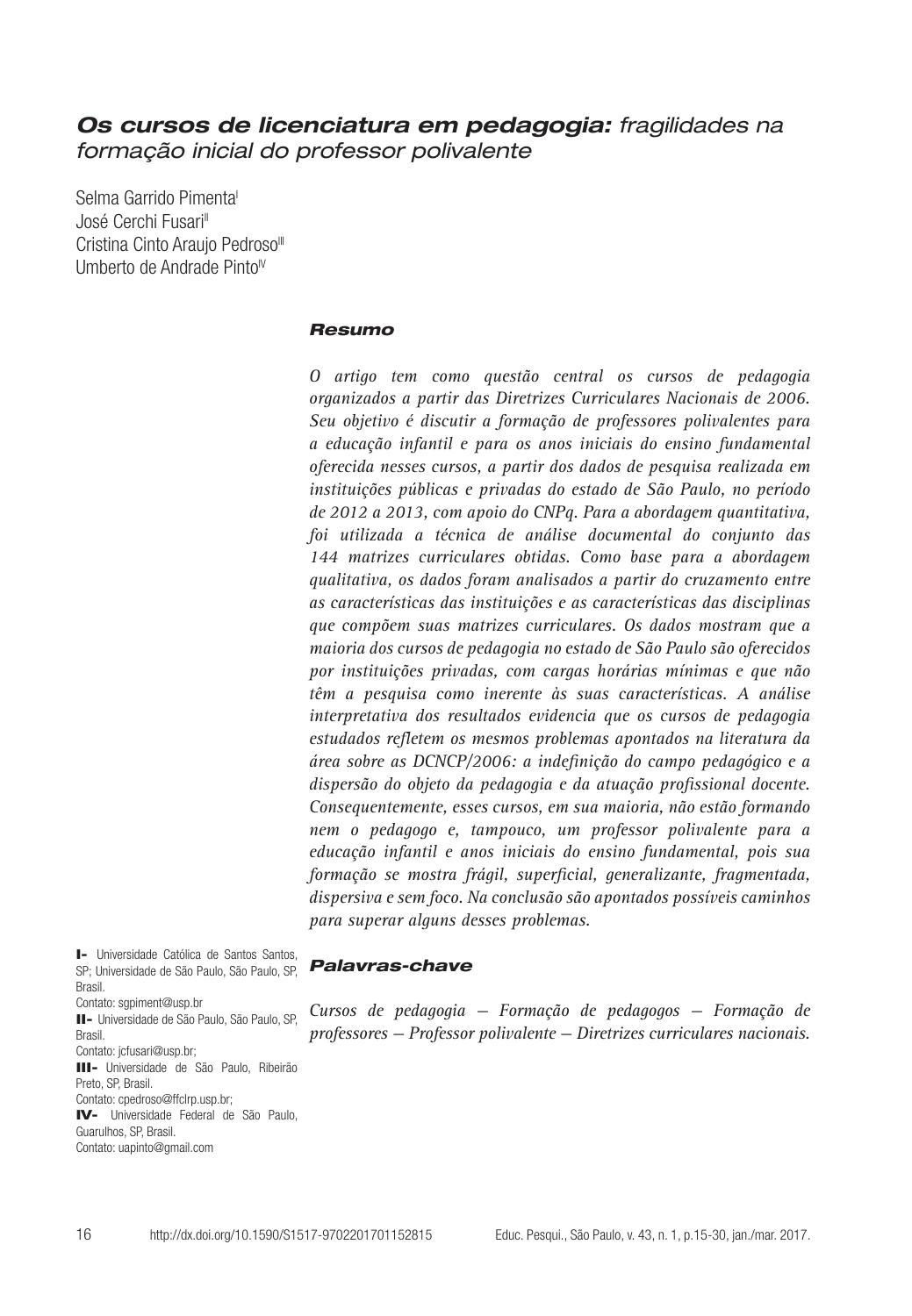# *Os cursos de licenciatura em pedagogia:* fragilidades na formação inicial do professor polivalente

Selma Garrido Pimenta[I]
José Cerchi Fusari[II]
Cristina Cinto Araujo Pedroso[III]
Umberto de Andrade Pinto[IV]

### Resumo

*O artigo tem como questão central os cursos de pedagogia organizados a partir das Diretrizes Curriculares Nacionais de 2006. Seu objetivo é discutir a formação de professores polivalentes para a educação infantil e para os anos iniciais do ensino fundamental oferecida nesses cursos, a partir dos dados de pesquisa realizada em instituições públicas e privadas do estado de São Paulo, no período de 2012 a 2013, com apoio do CNPq. Para a abordagem quantitativa, foi utilizada a técnica de análise documental do conjunto das 144 matrizes curriculares obtidas. Como base para a abordagem qualitativa, os dados foram analisados a partir do cruzamento entre as características das instituições e as características das disciplinas que compõem suas matrizes curriculares. Os dados mostram que a maioria dos cursos de pedagogia no estado de São Paulo são oferecidos por instituições privadas, com cargas horárias mínimas e que não têm a pesquisa como inerente às suas características. A análise interpretativa dos resultados evidencia que os cursos de pedagogia estudados refletem os mesmos problemas apontados na literatura da área sobre as DCNCP/2006: a indefinição do campo pedagógico e a dispersão do objeto da pedagogia e da atuação profissional docente. Consequentemente, esses cursos, em sua maioria, não estão formando nem o pedagogo e, tampouco, um professor polivalente para a educação infantil e anos iniciais do ensino fundamental, pois sua formação se mostra frágil, superficial, generalizante, fragmentada, dispersiva e sem foco. Na conclusão são apontados possíveis caminhos para superar alguns desses problemas.*

### Palavras-chave

*Cursos de pedagogia – Formação de pedagogos – Formação de professores – Professor polivalente – Diretrizes curriculares nacionais.*

**I-** Universidade Católica de Santos Santos, SP; Universidade de São Paulo, São Paulo, SP, Brasil.
Contato: sgpiment@usp.br

**II-** Universidade de São Paulo, São Paulo, SP, Brasil.
Contato: jcfusari@usp.br;

**III-** Universidade de São Paulo, Ribeirão Preto, SP, Brasil.
Contato: cpedroso@ffclrp.usp.br;

**IV-** Universidade Federal de São Paulo, Guarulhos, SP, Brasil.
Contato: uapinto@gmail.com

http://dx.doi.org/10.1590/S1517-9702201701152815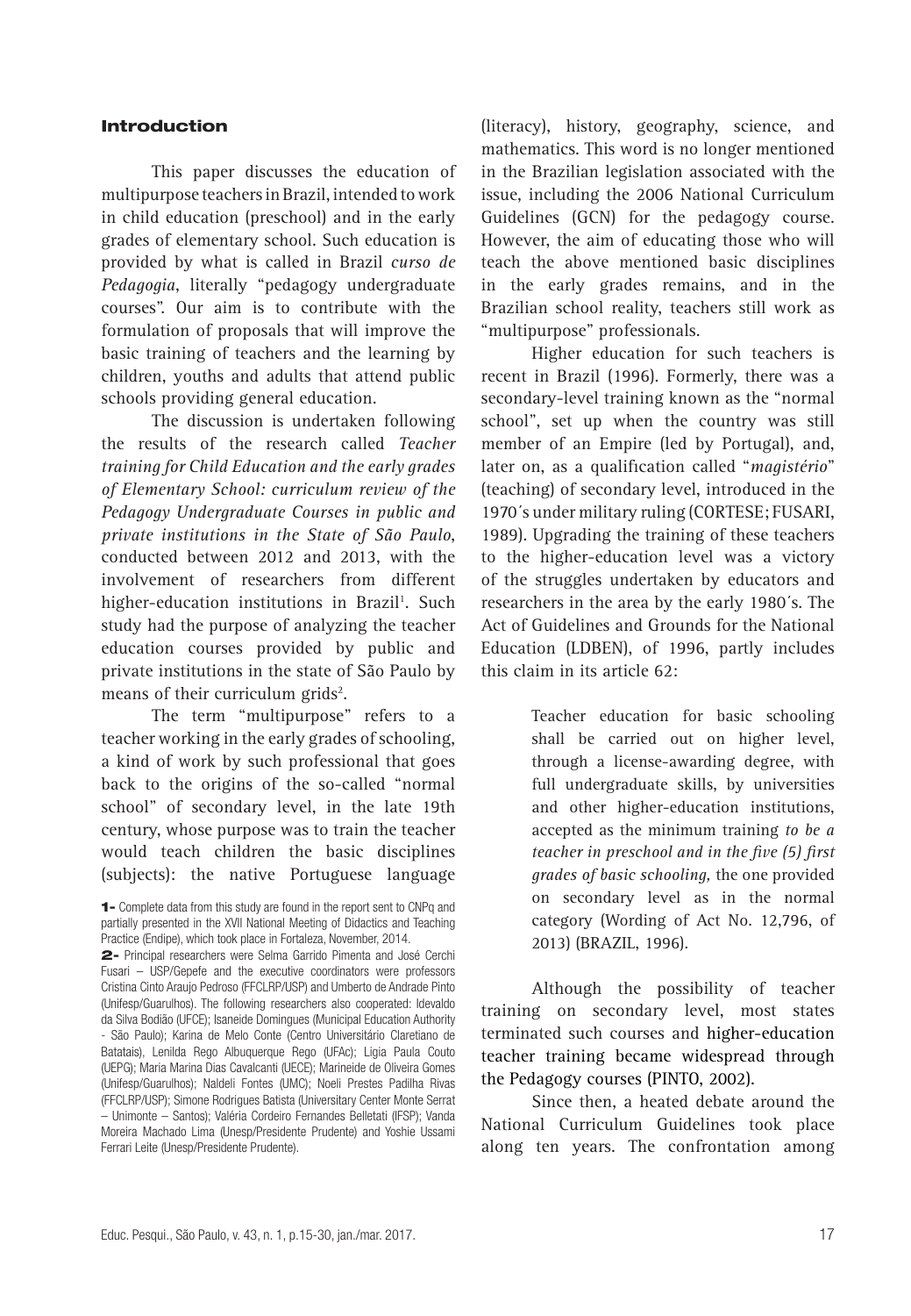## Introduction

This paper discusses the education of multipurpose teachers in Brazil, intended to work in child education (preschool) and in the early grades of elementary school. Such education is provided by what is called in Brazil *curso de Pedagogia*, literally "pedagogy undergraduate courses". Our aim is to contribute with the formulation of proposals that will improve the basic training of teachers and the learning by children, youths and adults that attend public schools providing general education.

The discussion is undertaken following the results of the research called *Teacher training for Child Education and the early grades of Elementary School: curriculum review of the Pedagogy Undergraduate Courses in public and private institutions in the State of São Paulo*, conducted between 2012 and 2013, with the involvement of researchers from different higher-education institutions in Brazil[1]. Such study had the purpose of analyzing the teacher education courses provided by public and private institutions in the state of São Paulo by means of their curriculum grids[2].

The term "multipurpose" refers to a teacher working in the early grades of schooling, a kind of work by such professional that goes back to the origins of the so-called "normal school" of secondary level, in the late 19th century, whose purpose was to train the teacher would teach children the basic disciplines (subjects): the native Portuguese language (literacy), history, geography, science, and mathematics. This word is no longer mentioned in the Brazilian legislation associated with the issue, including the 2006 National Curriculum Guidelines (GCN) for the pedagogy course. However, the aim of educating those who will teach the above mentioned basic disciplines in the early grades remains, and in the Brazilian school reality, teachers still work as "multipurpose" professionals.

Higher education for such teachers is recent in Brazil (1996). Formerly, there was a secondary-level training known as the "normal school", set up when the country was still member of an Empire (led by Portugal), and, later on, as a qualification called "*magistério*" (teaching) of secondary level, introduced in the 1970´s under military ruling (CORTESE; FUSARI, 1989). Upgrading the training of these teachers to the higher-education level was a victory of the struggles undertaken by educators and researchers in the area by the early 1980´s. The Act of Guidelines and Grounds for the National Education (LDBEN), of 1996, partly includes this claim in its article 62:

> Teacher education for basic schooling shall be carried out on higher level, through a license-awarding degree, with full undergraduate skills, by universities and other higher-education institutions, accepted as the minimum training *to be a teacher in preschool and in the five (5) first grades of basic schooling,* the one provided on secondary level as in the normal category (Wording of Act No. 12,796, of 2013) (BRAZIL, 1996).

Although the possibility of teacher training on secondary level, most states terminated such courses and higher-education teacher training became widespread through the Pedagogy courses (PINTO, 2002).

Since then, a heated debate around the National Curriculum Guidelines took place along ten years. The confrontation among

1- Complete data from this study are found in the report sent to CNPq and partially presented in the XVII National Meeting of Didactics and Teaching Practice (Endipe), which took place in Fortaleza, November, 2014.

2- Principal researchers were Selma Garrido Pimenta and José Cerchi Fusari – USP/Gepefe and the executive coordinators were professors Cristina Cinto Araujo Pedroso (FFCLRP/USP) and Umberto de Andrade Pinto (Unifesp/Guarulhos). The following researchers also cooperated: Idevaldo da Silva Bodião (UFCE); Isaneide Domingues (Municipal Education Authority - São Paulo); Karina de Melo Conte (Centro Universitário Claretiano de Batatais), Lenilda Rego Albuquerque Rego (UFAc); Ligia Paula Couto (UEPG); Maria Marina Dias Cavalcanti (UECE); Marineide de Oliveira Gomes (Unifesp/Guarulhos); Naldeli Fontes (UMC); Noeli Prestes Padilha Rivas (FFCLRP/USP); Simone Rodrigues Batista (Universitary Center Monte Serrat – Unimonte – Santos); Valéria Cordeiro Fernandes Belletati (IFSP); Vanda Moreira Machado Lima (Unesp/Presidente Prudente) and Yoshie Ussami Ferrari Leite (Unesp/Presidente Prudente).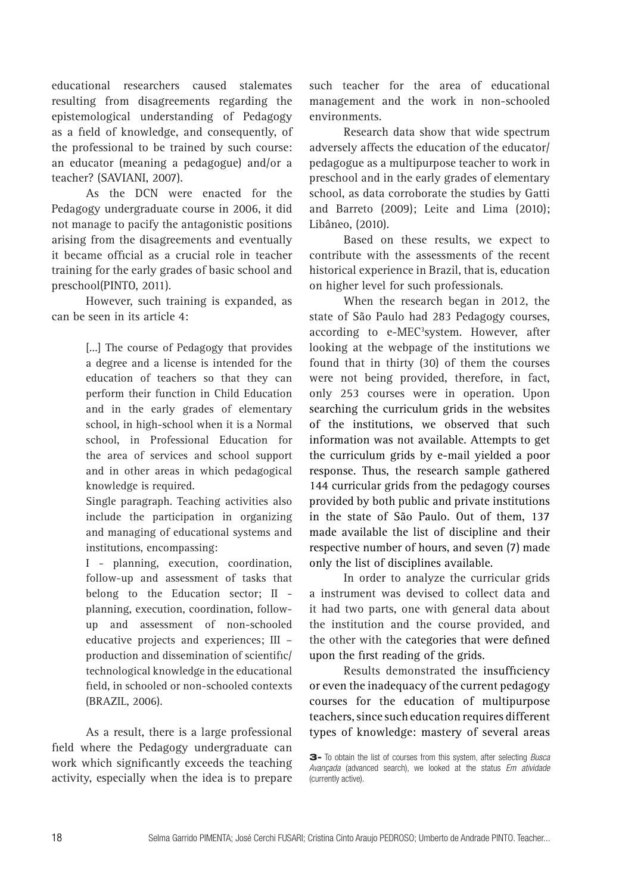educational researchers caused stalemates resulting from disagreements regarding the epistemological understanding of Pedagogy as a field of knowledge, and consequently, of the professional to be trained by such course: an educator (meaning a pedagogue) and/or a teacher? (SAVIANI, 2007).

As the DCN were enacted for the Pedagogy undergraduate course in 2006, it did not manage to pacify the antagonistic positions arising from the disagreements and eventually it became official as a crucial role in teacher training for the early grades of basic school and preschool(PINTO, 2011).

However, such training is expanded, as can be seen in its article 4:

> [...] The course of Pedagogy that provides a degree and a license is intended for the education of teachers so that they can perform their function in Child Education and in the early grades of elementary school, in high-school when it is a Normal school, in Professional Education for the area of services and school support and in other areas in which pedagogical knowledge is required.
>
> Single paragraph. Teaching activities also include the participation in organizing and managing of educational systems and institutions, encompassing:
>
> I - planning, execution, coordination, follow-up and assessment of tasks that belong to the Education sector; II - planning, execution, coordination, follow-up and assessment of non-schooled educative projects and experiences; III – production and dissemination of scientific/technological knowledge in the educational field, in schooled or non-schooled contexts (BRAZIL, 2006).

As a result, there is a large professional field where the Pedagogy undergraduate can work which significantly exceeds the teaching activity, especially when the idea is to prepare such teacher for the area of educational management and the work in non-schooled environments.

Research data show that wide spectrum adversely affects the education of the educator/pedagogue as a multipurpose teacher to work in preschool and in the early grades of elementary school, as data corroborate the studies by Gatti and Barreto (2009); Leite and Lima (2010); Libâneo, (2010).

Based on these results, we expect to contribute with the assessments of the recent historical experience in Brazil, that is, education on higher level for such professionals.

When the research began in 2012, the state of São Paulo had 283 Pedagogy courses, according to e-MEC[3]system. However, after looking at the webpage of the institutions we found that in thirty (30) of them the courses were not being provided, therefore, in fact, only 253 courses were in operation. Upon searching the curriculum grids in the websites of the institutions, we observed that such information was not available. Attempts to get the curriculum grids by e-mail yielded a poor response. Thus, the research sample gathered 144 curricular grids from the pedagogy courses provided by both public and private institutions in the state of São Paulo. Out of them, 137 made available the list of discipline and their respective number of hours, and seven (7) made only the list of disciplines available.

In order to analyze the curricular grids a instrument was devised to collect data and it had two parts, one with general data about the institution and the course provided, and the other with the categories that were defined upon the first reading of the grids.

Results demonstrated the insufficiency or even the inadequacy of the current pedagogy courses for the education of multipurpose teachers, since such education requires different types of knowledge: mastery of several areas

3- To obtain the list of courses from this system, after selecting *Busca Avançada* (advanced search), we looked at the status *Em atividade* (currently active).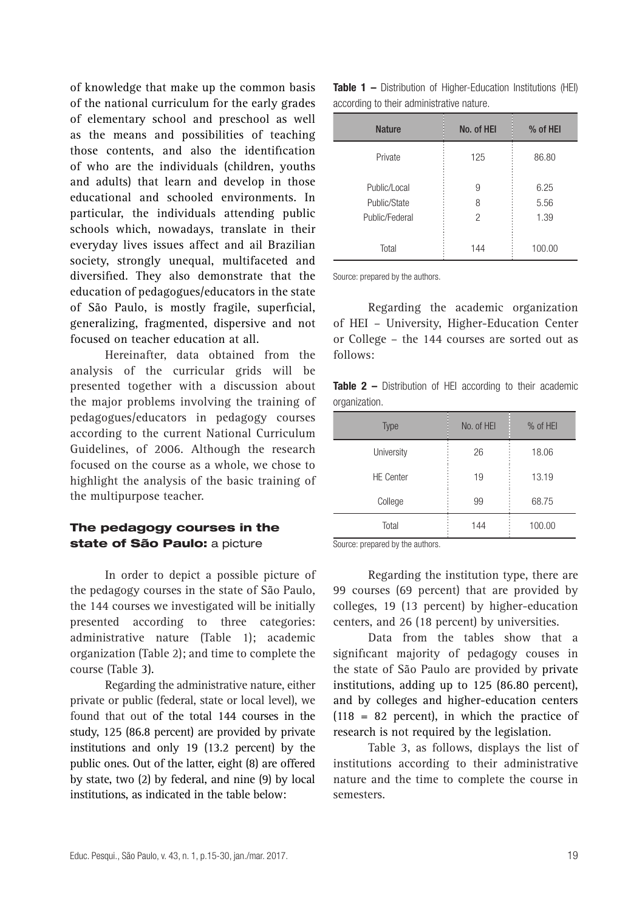of knowledge that make up the common basis of the national curriculum for the early grades of elementary school and preschool as well as the means and possibilities of teaching those contents, and also the identification of who are the individuals (children, youths and adults) that learn and develop in those educational and schooled environments. In particular, the individuals attending public schools which, nowadays, translate in their everyday lives issues affect and ail Brazilian society, strongly unequal, multifaceted and diversified. They also demonstrate that the education of pedagogues/educators in the state of São Paulo, is mostly fragile, superficial, generalizing, fragmented, dispersive and not focused on teacher education at all.

Hereinafter, data obtained from the analysis of the curricular grids will be presented together with a discussion about the major problems involving the training of pedagogues/educators in pedagogy courses according to the current National Curriculum Guidelines, of 2006. Although the research focused on the course as a whole, we chose to highlight the analysis of the basic training of the multipurpose teacher.

## The pedagogy courses in the state of São Paulo: a picture

In order to depict a possible picture of the pedagogy courses in the state of São Paulo, the 144 courses we investigated will be initially presented according to three categories: administrative nature (Table 1); academic organization (Table 2); and time to complete the course (Table 3).

Regarding the administrative nature, either private or public (federal, state or local level), we found that out of the total 144 courses in the study, 125 (86.8 percent) are provided by private institutions and only 19 (13.2 percent) by the public ones. Out of the latter, eight (8) are offered by state, two (2) by federal, and nine (9) by local institutions, as indicated in the table below:

**Table 1 –** Distribution of Higher-Education Institutions (HEI) according to their administrative nature.

| Nature | No. of HEI | % of HEI |
|---|---|---|
| Private | 125 | 86.80 |
| Public/Local | 9 | 6.25 |
| Public/State | 8 | 5.56 |
| Public/Federal | 2 | 1.39 |
| Total | 144 | 100.00 |

Source: prepared by the authors.

Regarding the academic organization of HEI – University, Higher-Education Center or College – the 144 courses are sorted out as follows:

**Table 2 –** Distribution of HEI according to their academic organization.

| Type | No. of HEI | % of HEI |
|---|---|---|
| University | 26 | 18.06 |
| HE Center | 19 | 13.19 |
| College | 99 | 68.75 |
| Total | 144 | 100.00 |

Source: prepared by the authors.

Regarding the institution type, there are 99 courses (69 percent) that are provided by colleges, 19 (13 percent) by higher-education centers, and 26 (18 percent) by universities.

Data from the tables show that a significant majority of pedagogy couses in the state of São Paulo are provided by private institutions, adding up to 125 (86.80 percent), and by colleges and higher-education centers (118 = 82 percent), in which the practice of research is not required by the legislation.

Table 3, as follows, displays the list of institutions according to their administrative nature and the time to complete the course in semesters.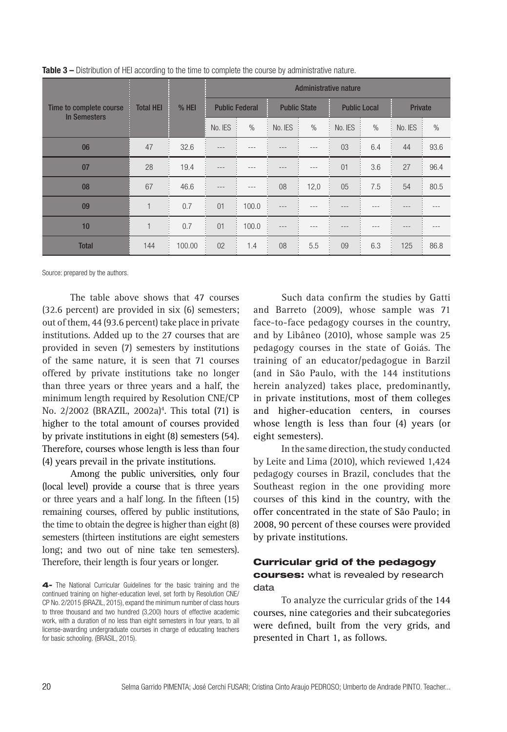**Table 3 –** Distribution of HEI according to the time to complete the course by administrative nature.

| Time to complete course In Semesters | Total HEI | % HEI | Administrative nature | | | | | | | |
|---|---|---|---|---|---|---|---|---|---|---|
| | | | Public Federal | | Public State | | Public Local | | Private | |
| | | | No. IES | % | No. IES | % | No. IES | % | No. IES | % |
| 06 | 47 | 32.6 | --- | --- | --- | --- | 03 | 6.4 | 44 | 93.6 |
| 07 | 28 | 19.4 | --- | --- | --- | --- | 01 | 3.6 | 27 | 96.4 |
| 08 | 67 | 46.6 | --- | --- | 08 | 12,0 | 05 | 7.5 | 54 | 80.5 |
| 09 | 1 | 0.7 | 01 | 100.0 | --- | --- | --- | --- | --- | --- |
| 10 | 1 | 0.7 | 01 | 100.0 | --- | --- | --- | --- | --- | --- |
| Total | 144 | 100.00 | 02 | 1.4 | 08 | 5.5 | 09 | 6.3 | 125 | 86.8 |

Source: prepared by the authors.

The table above shows that 47 courses (32.6 percent) are provided in six (6) semesters; out of them, 44 (93.6 percent) take place in private institutions. Added up to the 27 courses that are provided in seven (7) semesters by institutions of the same nature, it is seen that 71 courses offered by private institutions take no longer than three years or three years and a half, the minimum length required by Resolution CNE/CP No. 2/2002 (BRAZIL, 2002a)[4]. This total (71) is higher to the total amount of courses provided by private institutions in eight (8) semesters (54). Therefore, courses whose length is less than four (4) years prevail in the private institutions.

Among the public universities, only four (local level) provide a course that is three years or three years and a half long. In the fifteen (15) remaining courses, offered by public institutions, the time to obtain the degree is higher than eight (8) semesters (thirteen institutions are eight semesters long; and two out of nine take ten semesters). Therefore, their length is four years or longer.

Such data confirm the studies by Gatti and Barreto (2009), whose sample was 71 face-to-face pedagogy courses in the country, and by Libâneo (2010), whose sample was 25 pedagogy courses in the state of Goiás. The training of an educator/pedagogue in Barzil (and in São Paulo, with the 144 institutions herein analyzed) takes place, predominantly, in private institutions, most of them colleges and higher-education centers, in courses whose length is less than four (4) years (or eight semesters).

In the same direction, the study conducted by Leite and Lima (2010), which reviewed 1,424 pedagogy courses in Brazil, concludes that the Southeast region in the one providing more courses of this kind in the country, with the offer concentrated in the state of São Paulo; in 2008, 90 percent of these courses were provided by private institutions.

## Curricular grid of the pedagogy courses: what is revealed by research data

To analyze the curricular grids of the 144 courses, nine categories and their subcategories were defined, built from the very grids, and presented in Chart 1, as follows.

**4-** The National Curricular Guidelines for the basic training and the continued training on higher-education level, set forth by Resolution CNE/CP No. 2/2015 (BRAZIL, 2015), expand the minimum number of class hours to three thousand and two hundred (3,200) hours of effective academic work, with a duration of no less than eight semesters in four years, to all license-awarding undergraduate courses in charge of educating teachers for basic schooling. (BRASIL, 2015).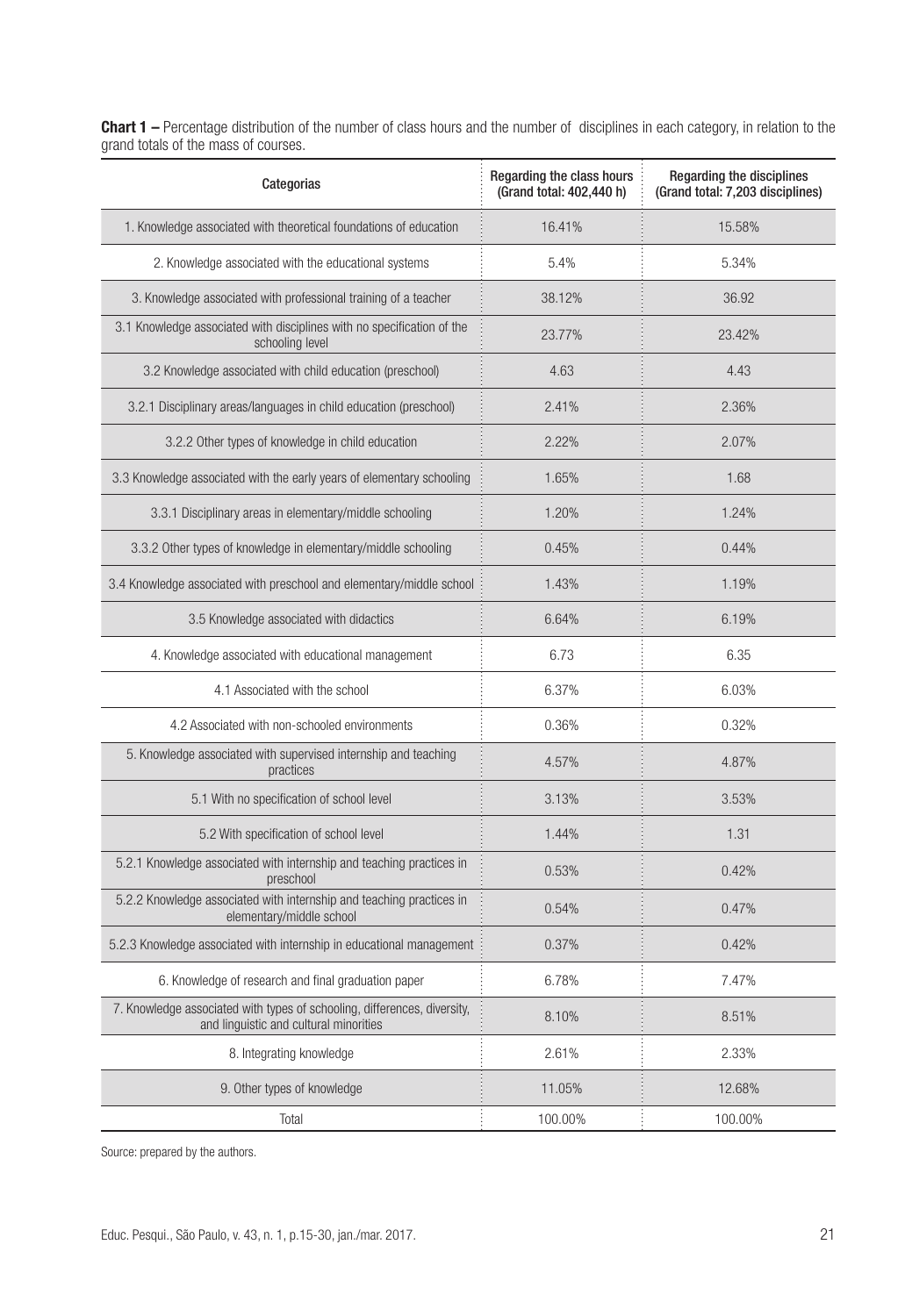**Chart 1 –** Percentage distribution of the number of class hours and the number of disciplines in each category, in relation to the grand totals of the mass of courses.

| Categorias | Regarding the class hours (Grand total: 402,440 h) | Regarding the disciplines (Grand total: 7,203 disciplines) |
|---|---|---|
| 1. Knowledge associated with theoretical foundations of education | 16.41% | 15.58% |
| 2. Knowledge associated with the educational systems | 5.4% | 5.34% |
| 3. Knowledge associated with professional training of a teacher | 38.12% | 36.92 |
| 3.1 Knowledge associated with disciplines with no specification of the schooling level | 23.77% | 23.42% |
| 3.2 Knowledge associated with child education (preschool) | 4.63 | 4.43 |
| 3.2.1 Disciplinary areas/languages in child education (preschool) | 2.41% | 2.36% |
| 3.2.2 Other types of knowledge in child education | 2.22% | 2.07% |
| 3.3 Knowledge associated with the early years of elementary schooling | 1.65% | 1.68 |
| 3.3.1 Disciplinary areas in elementary/middle schooling | 1.20% | 1.24% |
| 3.3.2 Other types of knowledge in elementary/middle schooling | 0.45% | 0.44% |
| 3.4 Knowledge associated with preschool and elementary/middle school | 1.43% | 1.19% |
| 3.5 Knowledge associated with didactics | 6.64% | 6.19% |
| 4. Knowledge associated with educational management | 6.73 | 6.35 |
| 4.1 Associated with the school | 6.37% | 6.03% |
| 4.2 Associated with non-schooled environments | 0.36% | 0.32% |
| 5. Knowledge associated with supervised internship and teaching practices | 4.57% | 4.87% |
| 5.1 With no specification of school level | 3.13% | 3.53% |
| 5.2 With specification of school level | 1.44% | 1.31 |
| 5.2.1 Knowledge associated with internship and teaching practices in preschool | 0.53% | 0.42% |
| 5.2.2 Knowledge associated with internship and teaching practices in elementary/middle school | 0.54% | 0.47% |
| 5.2.3 Knowledge associated with internship in educational management | 0.37% | 0.42% |
| 6. Knowledge of research and final graduation paper | 6.78% | 7.47% |
| 7. Knowledge associated with types of schooling, differences, diversity, and linguistic and cultural minorities | 8.10% | 8.51% |
| 8. Integrating knowledge | 2.61% | 2.33% |
| 9. Other types of knowledge | 11.05% | 12.68% |
| Total | 100.00% | 100.00% |

Source: prepared by the authors.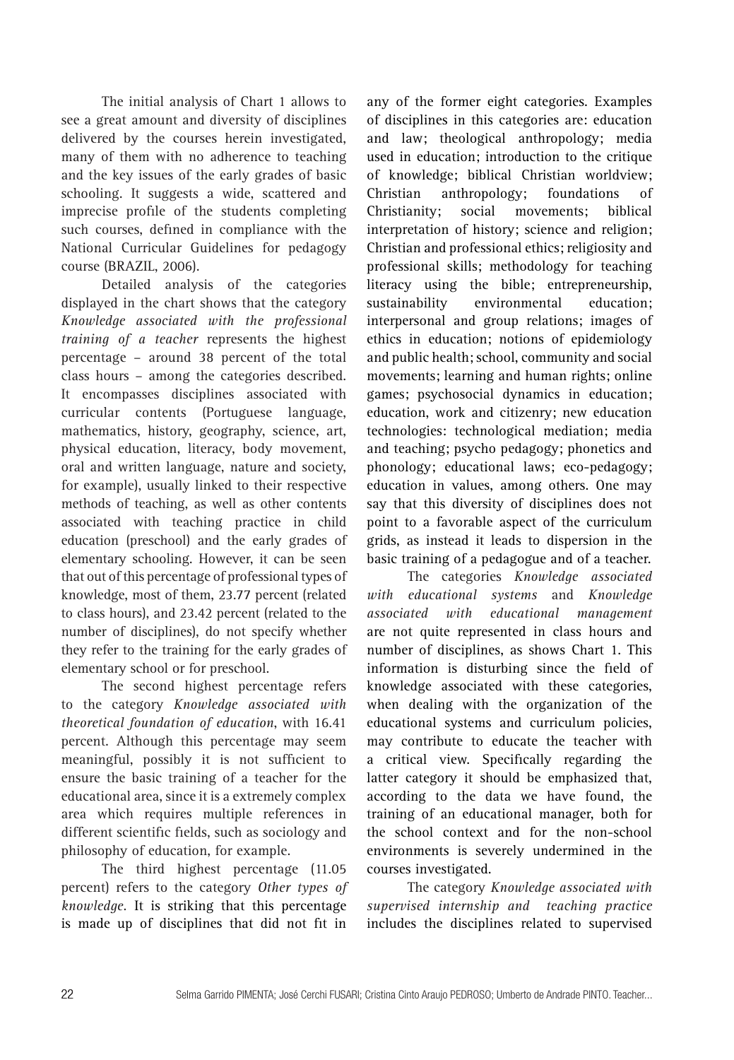The initial analysis of Chart 1 allows to see a great amount and diversity of disciplines delivered by the courses herein investigated, many of them with no adherence to teaching and the key issues of the early grades of basic schooling. It suggests a wide, scattered and imprecise profile of the students completing such courses, defined in compliance with the National Curricular Guidelines for pedagogy course (BRAZIL, 2006).

Detailed analysis of the categories displayed in the chart shows that the category *Knowledge associated with the professional training of a teacher* represents the highest percentage – around 38 percent of the total class hours – among the categories described. It encompasses disciplines associated with curricular contents (Portuguese language, mathematics, history, geography, science, art, physical education, literacy, body movement, oral and written language, nature and society, for example), usually linked to their respective methods of teaching, as well as other contents associated with teaching practice in child education (preschool) and the early grades of elementary schooling. However, it can be seen that out of this percentage of professional types of knowledge, most of them, 23.77 percent (related to class hours), and 23.42 percent (related to the number of disciplines), do not specify whether they refer to the training for the early grades of elementary school or for preschool.

The second highest percentage refers to the category *Knowledge associated with theoretical foundation of education*, with 16.41 percent. Although this percentage may seem meaningful, possibly it is not sufficient to ensure the basic training of a teacher for the educational area, since it is a extremely complex area which requires multiple references in different scientific fields, such as sociology and philosophy of education, for example.

The third highest percentage (11.05 percent) refers to the category *Other types of knowledge*. It is striking that this percentage is made up of disciplines that did not fit in any of the former eight categories. Examples of disciplines in this categories are: education and law; theological anthropology; media used in education; introduction to the critique of knowledge; biblical Christian worldview; Christian anthropology; foundations of Christianity; social movements; biblical interpretation of history; science and religion; Christian and professional ethics; religiosity and professional skills; methodology for teaching literacy using the bible; entrepreneurship, sustainability environmental education; interpersonal and group relations; images of ethics in education; notions of epidemiology and public health; school, community and social movements; learning and human rights; online games; psychosocial dynamics in education; education, work and citizenry; new education technologies: technological mediation; media and teaching; psycho pedagogy; phonetics and phonology; educational laws; eco-pedagogy; education in values, among others. One may say that this diversity of disciplines does not point to a favorable aspect of the curriculum grids, as instead it leads to dispersion in the basic training of a pedagogue and of a teacher.

The categories *Knowledge associated with educational systems* and *Knowledge associated with educational management* are not quite represented in class hours and number of disciplines, as shows Chart 1. This information is disturbing since the field of knowledge associated with these categories, when dealing with the organization of the educational systems and curriculum policies, may contribute to educate the teacher with a critical view. Specifically regarding the latter category it should be emphasized that, according to the data we have found, the training of an educational manager, both for the school context and for the non-school environments is severely undermined in the courses investigated.

The category *Knowledge associated with supervised internship and teaching practice* includes the disciplines related to supervised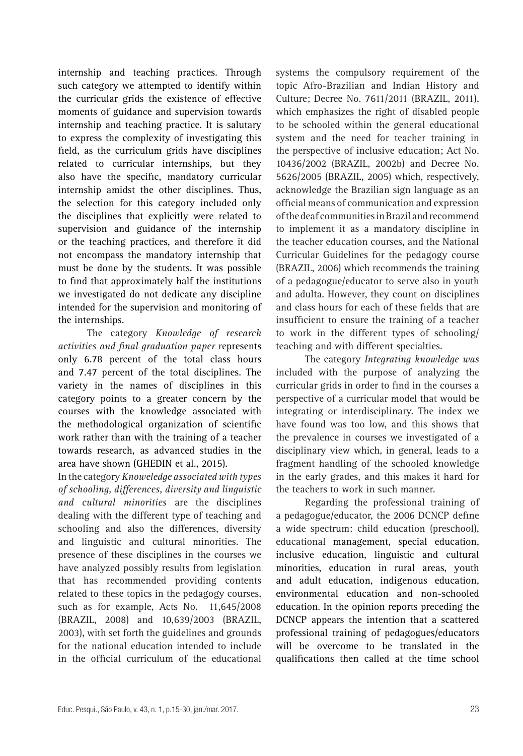internship and teaching practices. Through such category we attempted to identify within the curricular grids the existence of effective moments of guidance and supervision towards internship and teaching practice. It is salutary to express the complexity of investigating this field, as the curriculum grids have disciplines related to curricular internships, but they also have the specific, mandatory curricular internship amidst the other disciplines. Thus, the selection for this category included only the disciplines that explicitly were related to supervision and guidance of the internship or the teaching practices, and therefore it did not encompass the mandatory internship that must be done by the students. It was possible to find that approximately half the institutions we investigated do not dedicate any discipline intended for the supervision and monitoring of the internships.

The category *Knowledge of research activities and final graduation paper* represents only 6.78 percent of the total class hours and 7.47 percent of the total disciplines. The variety in the names of disciplines in this category points to a greater concern by the courses with the knowledge associated with the methodological organization of scientific work rather than with the training of a teacher towards research, as advanced studies in the area have shown (GHEDIN et al., 2015).

In the category *Knoweledge associated with types of schooling, differences, diversity and linguistic and cultural minorities* are the disciplines dealing with the different type of teaching and schooling and also the differences, diversity and linguistic and cultural minorities. The presence of these disciplines in the courses we have analyzed possibly results from legislation that has recommended providing contents related to these topics in the pedagogy courses, such as for example, Acts No. 11,645/2008 (BRAZIL, 2008) and 10,639/2003 (BRAZIL, 2003), with set forth the guidelines and grounds for the national education intended to include in the official curriculum of the educational systems the compulsory requirement of the topic Afro-Brazilian and Indian History and Culture; Decree No. 7611/2011 (BRAZIL, 2011), which emphasizes the right of disabled people to be schooled within the general educational system and the need for teacher training in the perspective of inclusive education; Act No. 10436/2002 (BRAZIL, 2002b) and Decree No. 5626/2005 (BRAZIL, 2005) which, respectively, acknowledge the Brazilian sign language as an official means of communication and expression of the deaf communities in Brazil and recommend to implement it as a mandatory discipline in the teacher education courses, and the National Curricular Guidelines for the pedagogy course (BRAZIL, 2006) which recommends the training of a pedagogue/educator to serve also in youth and adulta. However, they count on disciplines and class hours for each of these fields that are insufficient to ensure the training of a teacher to work in the different types of schooling/teaching and with different specialties.

The category *Integrating knowledge was* included with the purpose of analyzing the curricular grids in order to find in the courses a perspective of a curricular model that would be integrating or interdisciplinary. The index we have found was too low, and this shows that the prevalence in courses we investigated of a disciplinary view which, in general, leads to a fragment handling of the schooled knowledge in the early grades, and this makes it hard for the teachers to work in such manner.

Regarding the professional training of a pedagogue/educator, the 2006 DCNCP define a wide spectrum: child education (preschool), educational management, special education, inclusive education, linguistic and cultural minorities, education in rural areas, youth and adult education, indigenous education, environmental education and non-schooled education. In the opinion reports preceding the DCNCP appears the intention that a scattered professional training of pedagogues/educators will be overcome to be translated in the qualifications then called at the time school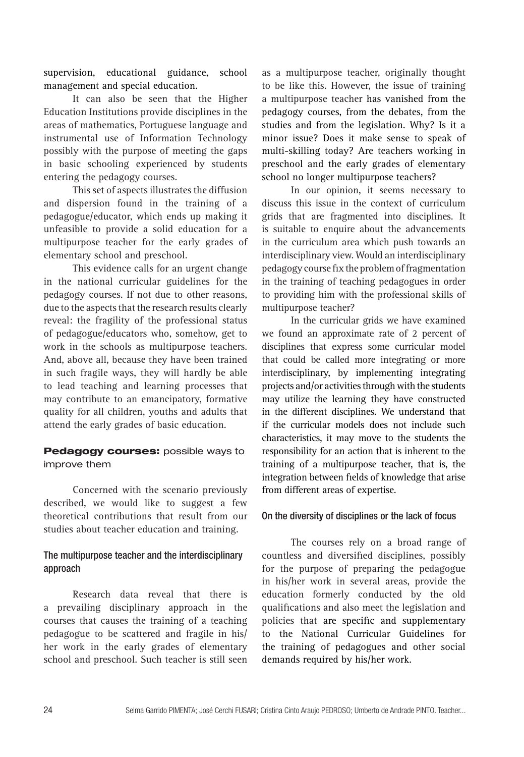supervision, educational guidance, school management and special education.

It can also be seen that the Higher Education Institutions provide disciplines in the areas of mathematics, Portuguese language and instrumental use of Information Technology possibly with the purpose of meeting the gaps in basic schooling experienced by students entering the pedagogy courses.

This set of aspects illustrates the diffusion and dispersion found in the training of a pedagogue/educator, which ends up making it unfeasible to provide a solid education for a multipurpose teacher for the early grades of elementary school and preschool.

This evidence calls for an urgent change in the national curricular guidelines for the pedagogy courses. If not due to other reasons, due to the aspects that the research results clearly reveal: the fragility of the professional status of pedagogue/educators who, somehow, get to work in the schools as multipurpose teachers. And, above all, because they have been trained in such fragile ways, they will hardly be able to lead teaching and learning processes that may contribute to an emancipatory, formative quality for all children, youths and adults that attend the early grades of basic education.

## **Pedagogy courses:** possible ways to improve them

Concerned with the scenario previously described, we would like to suggest a few theoretical contributions that result from our studies about teacher education and training.

### The multipurpose teacher and the interdisciplinary approach

Research data reveal that there is a prevailing disciplinary approach in the courses that causes the training of a teaching pedagogue to be scattered and fragile in his/her work in the early grades of elementary school and preschool. Such teacher is still seen as a multipurpose teacher, originally thought to be like this. However, the issue of training a multipurpose teacher has vanished from the pedagogy courses, from the debates, from the studies and from the legislation. Why? Is it a minor issue? Does it make sense to speak of multi-skilling today? Are teachers working in preschool and the early grades of elementary school no longer multipurpose teachers?

In our opinion, it seems necessary to discuss this issue in the context of curriculum grids that are fragmented into disciplines. It is suitable to enquire about the advancements in the curriculum area which push towards an interdisciplinary view. Would an interdisciplinary pedagogy course fix the problem of fragmentation in the training of teaching pedagogues in order to providing him with the professional skills of multipurpose teacher?

In the curricular grids we have examined we found an approximate rate of 2 percent of disciplines that express some curricular model that could be called more integrating or more interdisciplinary, by implementing integrating projects and/or activities through with the students may utilize the learning they have constructed in the different disciplines. We understand that if the curricular models does not include such characteristics, it may move to the students the responsibility for an action that is inherent to the training of a multipurpose teacher, that is, the integration between fields of knowledge that arise from different areas of expertise.

### On the diversity of disciplines or the lack of focus

The courses rely on a broad range of countless and diversified disciplines, possibly for the purpose of preparing the pedagogue in his/her work in several areas, provide the education formerly conducted by the old qualifications and also meet the legislation and policies that are specific and supplementary to the National Curricular Guidelines for the training of pedagogues and other social demands required by his/her work.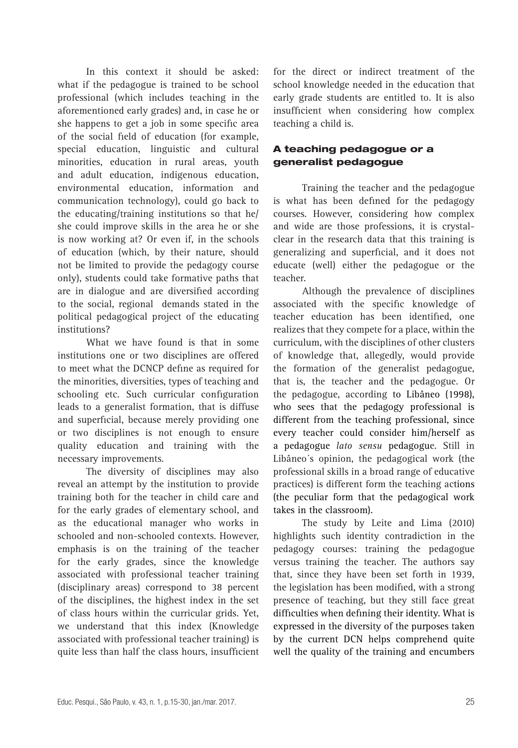In this context it should be asked: what if the pedagogue is trained to be school professional (which includes teaching in the aforementioned early grades) and, in case he or she happens to get a job in some specific area of the social field of education (for example, special education, linguistic and cultural minorities, education in rural areas, youth and adult education, indigenous education, environmental education, information and communication technology), could go back to the educating/training institutions so that he/she could improve skills in the area he or she is now working at? Or even if, in the schools of education (which, by their nature, should not be limited to provide the pedagogy course only), students could take formative paths that are in dialogue and are diversified according to the social, regional demands stated in the political pedagogical project of the educating institutions?

What we have found is that in some institutions one or two disciplines are offered to meet what the DCNCP define as required for the minorities, diversities, types of teaching and schooling etc. Such curricular configuration leads to a generalist formation, that is diffuse and superficial, because merely providing one or two disciplines is not enough to ensure quality education and training with the necessary improvements.

The diversity of disciplines may also reveal an attempt by the institution to provide training both for the teacher in child care and for the early grades of elementary school, and as the educational manager who works in schooled and non-schooled contexts. However, emphasis is on the training of the teacher for the early grades, since the knowledge associated with professional teacher training (disciplinary areas) correspond to 38 percent of the disciplines, the highest index in the set of class hours within the curricular grids. Yet, we understand that this index (Knowledge associated with professional teacher training) is quite less than half the class hours, insufficient for the direct or indirect treatment of the school knowledge needed in the education that early grade students are entitled to. It is also insufficient when considering how complex teaching a child is.

## A teaching pedagogue or a generalist pedagogue

Training the teacher and the pedagogue is what has been defined for the pedagogy courses. However, considering how complex and wide are those professions, it is crystal-clear in the research data that this training is generalizing and superficial, and it does not educate (well) either the pedagogue or the teacher.

Although the prevalence of disciplines associated with the specific knowledge of teacher education has been identified, one realizes that they compete for a place, within the curriculum, with the disciplines of other clusters of knowledge that, allegedly, would provide the formation of the generalist pedagogue, that is, the teacher and the pedagogue. Or the pedagogue, according to Libâneo (1998), who sees that the pedagogy professional is different from the teaching professional, since every teacher could consider him/herself as a pedagogue *lato sensu* pedagogue. Still in Libâneo´s opinion, the pedagogical work (the professional skills in a broad range of educative practices) is different form the teaching actions (the peculiar form that the pedagogical work takes in the classroom).

The study by Leite and Lima (2010) highlights such identity contradiction in the pedagogy courses: training the pedagogue versus training the teacher. The authors say that, since they have been set forth in 1939, the legislation has been modified, with a strong presence of teaching, but they still face great difficulties when defining their identity. What is expressed in the diversity of the purposes taken by the current DCN helps comprehend quite well the quality of the training and encumbers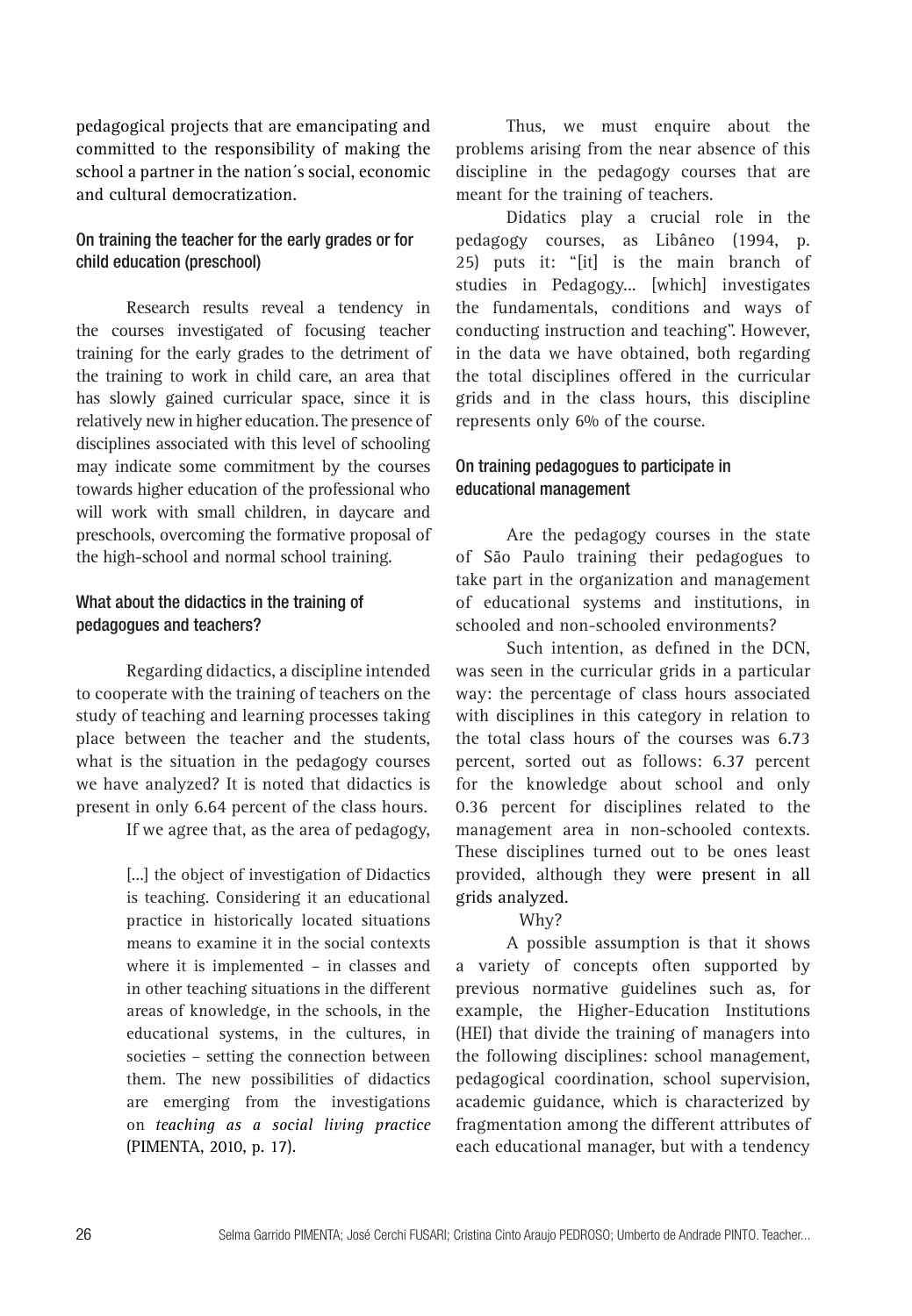pedagogical projects that are emancipating and committed to the responsibility of making the school a partner in the nation´s social, economic and cultural democratization.

### On training the teacher for the early grades or for child education (preschool)

Research results reveal a tendency in the courses investigated of focusing teacher training for the early grades to the detriment of the training to work in child care, an area that has slowly gained curricular space, since it is relatively new in higher education. The presence of disciplines associated with this level of schooling may indicate some commitment by the courses towards higher education of the professional who will work with small children, in daycare and preschools, overcoming the formative proposal of the high-school and normal school training.

### What about the didactics in the training of pedagogues and teachers?

Regarding didactics, a discipline intended to cooperate with the training of teachers on the study of teaching and learning processes taking place between the teacher and the students, what is the situation in the pedagogy courses we have analyzed? It is noted that didactics is present in only 6.64 percent of the class hours.

If we agree that, as the area of pedagogy,

> [...] the object of investigation of Didactics is teaching. Considering it an educational practice in historically located situations means to examine it in the social contexts where it is implemented – in classes and in other teaching situations in the different areas of knowledge, in the schools, in the educational systems, in the cultures, in societies – setting the connection between them. The new possibilities of didactics are emerging from the investigations on *teaching as a social living practice* (PIMENTA, 2010, p. 17).

Thus, we must enquire about the problems arising from the near absence of this discipline in the pedagogy courses that are meant for the training of teachers.

Didactics play a crucial role in the pedagogy courses, as Libâneo (1994, p. 25) puts it: "[it] is the main branch of studies in Pedagogy... [which] investigates the fundamentals, conditions and ways of conducting instruction and teaching". However, in the data we have obtained, both regarding the total disciplines offered in the curricular grids and in the class hours, this discipline represents only 6% of the course.

### On training pedagogues to participate in educational management

Are the pedagogy courses in the state of São Paulo training their pedagogues to take part in the organization and management of educational systems and institutions, in schooled and non-schooled environments?

Such intention, as defined in the DCN, was seen in the curricular grids in a particular way: the percentage of class hours associated with disciplines in this category in relation to the total class hours of the courses was 6.73 percent, sorted out as follows: 6.37 percent for the knowledge about school and only 0.36 percent for disciplines related to the management area in non-schooled contexts. These disciplines turned out to be ones least provided, although they were present in all grids analyzed.

Why?

A possible assumption is that it shows a variety of concepts often supported by previous normative guidelines such as, for example, the Higher-Education Institutions (HEI) that divide the training of managers into the following disciplines: school management, pedagogical coordination, school supervision, academic guidance, which is characterized by fragmentation among the different attributes of each educational manager, but with a tendency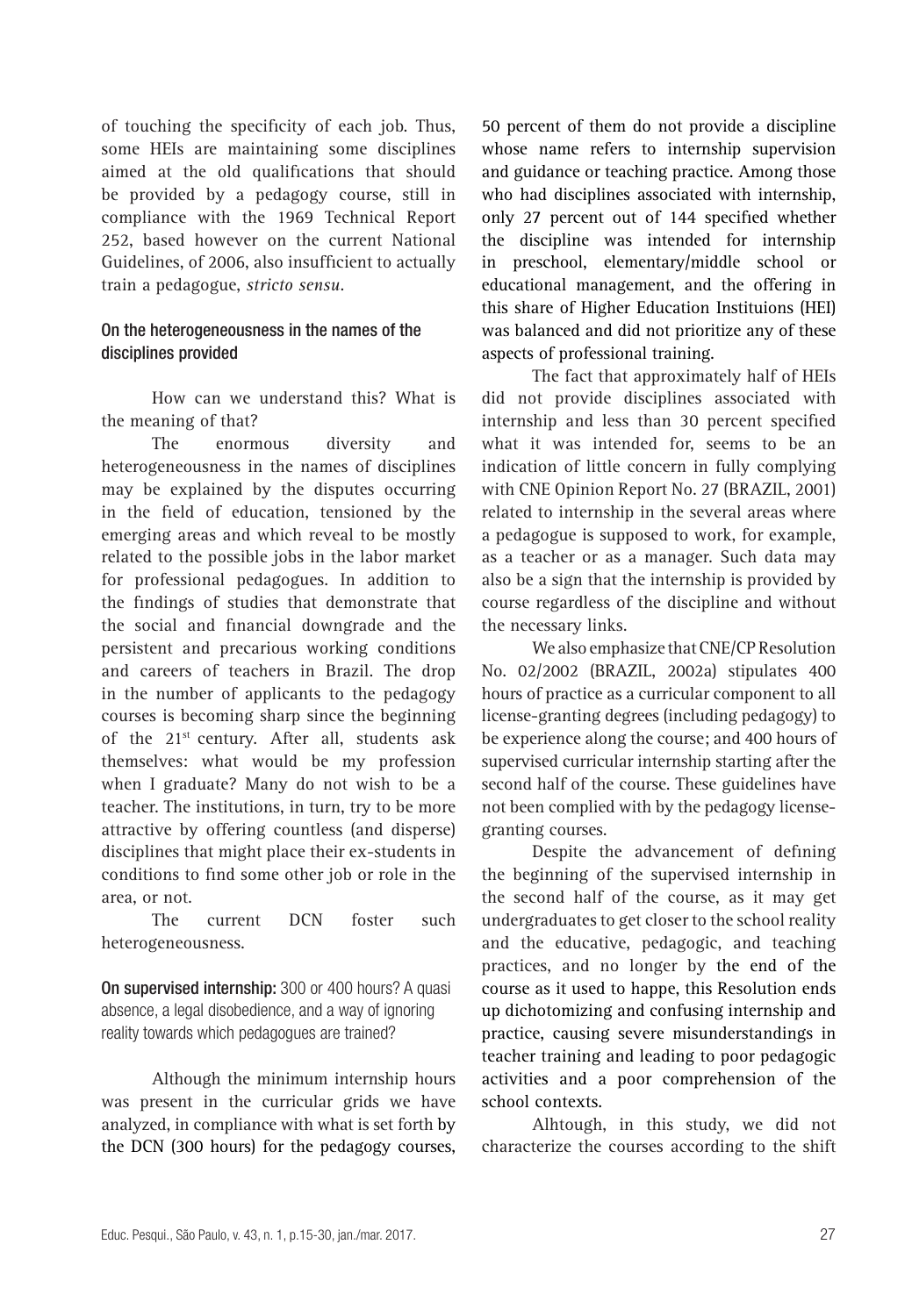of touching the specificity of each job. Thus, some HEIs are maintaining some disciplines aimed at the old qualifications that should be provided by a pedagogy course, still in compliance with the 1969 Technical Report 252, based however on the current National Guidelines, of 2006, also insufficient to actually train a pedagogue, *stricto sensu*.

### On the heterogeneousness in the names of the disciplines provided

How can we understand this? What is the meaning of that?

The enormous diversity and heterogeneousness in the names of disciplines may be explained by the disputes occurring in the field of education, tensioned by the emerging areas and which reveal to be mostly related to the possible jobs in the labor market for professional pedagogues. In addition to the findings of studies that demonstrate that the social and financial downgrade and the persistent and precarious working conditions and careers of teachers in Brazil. The drop in the number of applicants to the pedagogy courses is becoming sharp since the beginning of the 21st century. After all, students ask themselves: what would be my profession when I graduate? Many do not wish to be a teacher. The institutions, in turn, try to be more attractive by offering countless (and disperse) disciplines that might place their ex-students in conditions to find some other job or role in the area, or not.

The current DCN foster such heterogeneousness.

**On supervised internship:** 300 or 400 hours? A quasi absence, a legal disobedience, and a way of ignoring reality towards which pedagogues are trained?

Although the minimum internship hours was present in the curricular grids we have analyzed, in compliance with what is set forth by the DCN (300 hours) for the pedagogy courses, 50 percent of them do not provide a discipline whose name refers to internship supervision and guidance or teaching practice. Among those who had disciplines associated with internship, only 27 percent out of 144 specified whether the discipline was intended for internship in preschool, elementary/middle school or educational management, and the offering in this share of Higher Education Instituions (HEI) was balanced and did not prioritize any of these aspects of professional training.

The fact that approximately half of HEIs did not provide disciplines associated with internship and less than 30 percent specified what it was intended for, seems to be an indication of little concern in fully complying with CNE Opinion Report No. 27 (BRAZIL, 2001) related to internship in the several areas where a pedagogue is supposed to work, for example, as a teacher or as a manager. Such data may also be a sign that the internship is provided by course regardless of the discipline and without the necessary links.

We also emphasize that CNE/CP Resolution No. 02/2002 (BRAZIL, 2002a) stipulates 400 hours of practice as a curricular component to all license-granting degrees (including pedagogy) to be experience along the course; and 400 hours of supervised curricular internship starting after the second half of the course. These guidelines have not been complied with by the pedagogy license-granting courses.

Despite the advancement of defining the beginning of the supervised internship in the second half of the course, as it may get undergraduates to get closer to the school reality and the educative, pedagogic, and teaching practices, and no longer by the end of the course as it used to happe, this Resolution ends up dichotomizing and confusing internship and practice, causing severe misunderstandings in teacher training and leading to poor pedagogic activities and a poor comprehension of the school contexts.

Alhtough, in this study, we did not characterize the courses according to the shift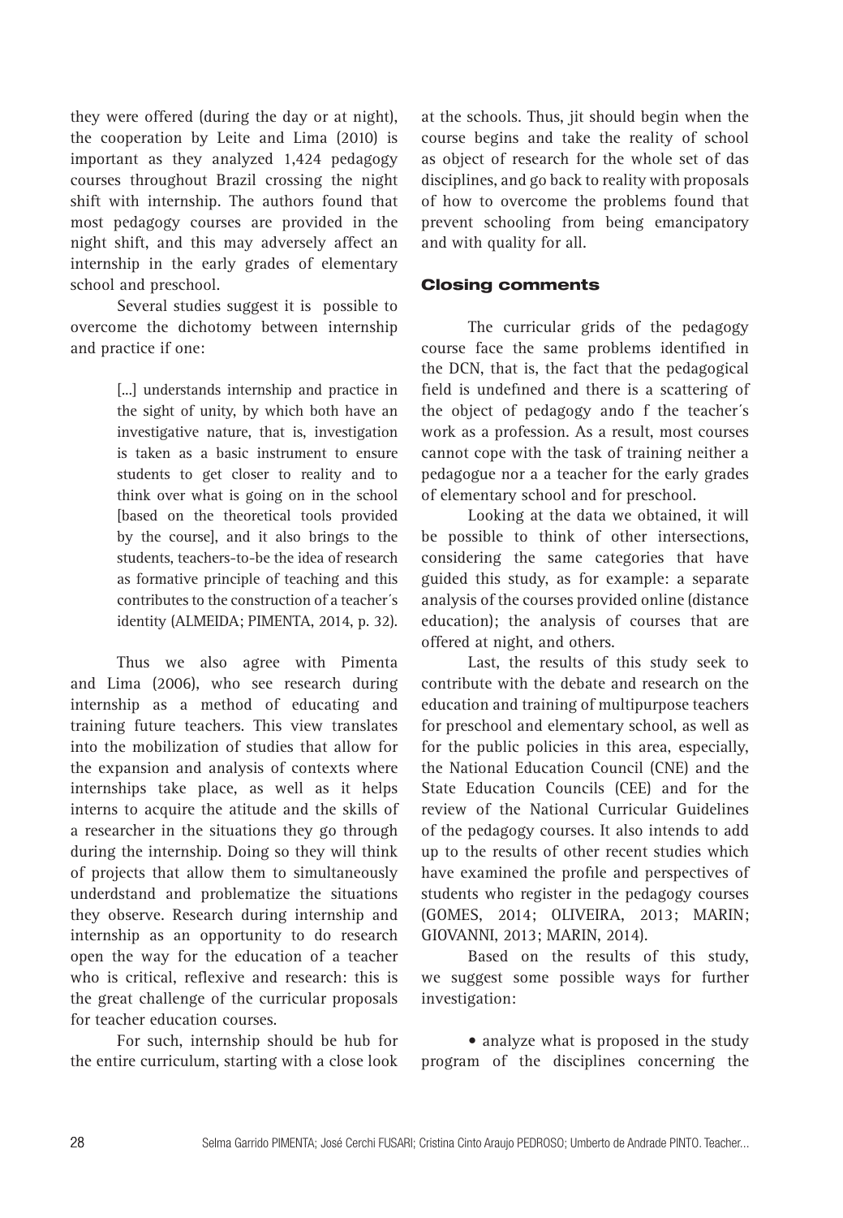they were offered (during the day or at night), the cooperation by Leite and Lima (2010) is important as they analyzed 1,424 pedagogy courses throughout Brazil crossing the night shift with internship. The authors found that most pedagogy courses are provided in the night shift, and this may adversely affect an internship in the early grades of elementary school and preschool.

Several studies suggest it is possible to overcome the dichotomy between internship and practice if one:

> [...] understands internship and practice in the sight of unity, by which both have an investigative nature, that is, investigation is taken as a basic instrument to ensure students to get closer to reality and to think over what is going on in the school [based on the theoretical tools provided by the course], and it also brings to the students, teachers-to-be the idea of research as formative principle of teaching and this contributes to the construction of a teacher´s identity (ALMEIDA; PIMENTA, 2014, p. 32).

Thus we also agree with Pimenta and Lima (2006), who see research during internship as a method of educating and training future teachers. This view translates into the mobilization of studies that allow for the expansion and analysis of contexts where internships take place, as well as it helps interns to acquire the atitude and the skills of a researcher in the situations they go through during the internship. Doing so they will think of projects that allow them to simultaneously underdstand and problematize the situations they observe. Research during internship and internship as an opportunity to do research open the way for the education of a teacher who is critical, reflexive and research: this is the great challenge of the curricular proposals for teacher education courses.

For such, internship should be hub for the entire curriculum, starting with a close look at the schools. Thus, jit should begin when the course begins and take the reality of school as object of research for the whole set of das disciplines, and go back to reality with proposals of how to overcome the problems found that prevent schooling from being emancipatory and with quality for all.

## Closing comments

The curricular grids of the pedagogy course face the same problems identified in the DCN, that is, the fact that the pedagogical field is undefined and there is a scattering of the object of pedagogy ando f the teacher´s work as a profession. As a result, most courses cannot cope with the task of training neither a pedagogue nor a a teacher for the early grades of elementary school and for preschool.

Looking at the data we obtained, it will be possible to think of other intersections, considering the same categories that have guided this study, as for example: a separate analysis of the courses provided online (distance education); the analysis of courses that are offered at night, and others.

Last, the results of this study seek to contribute with the debate and research on the education and training of multipurpose teachers for preschool and elementary school, as well as for the public policies in this area, especially, the National Education Council (CNE) and the State Education Councils (CEE) and for the review of the National Curricular Guidelines of the pedagogy courses. It also intends to add up to the results of other recent studies which have examined the profile and perspectives of students who register in the pedagogy courses (GOMES, 2014; OLIVEIRA, 2013; MARIN; GIOVANNI, 2013; MARIN, 2014).

Based on the results of this study, we suggest some possible ways for further investigation:

- analyze what is proposed in the study program of the disciplines concerning the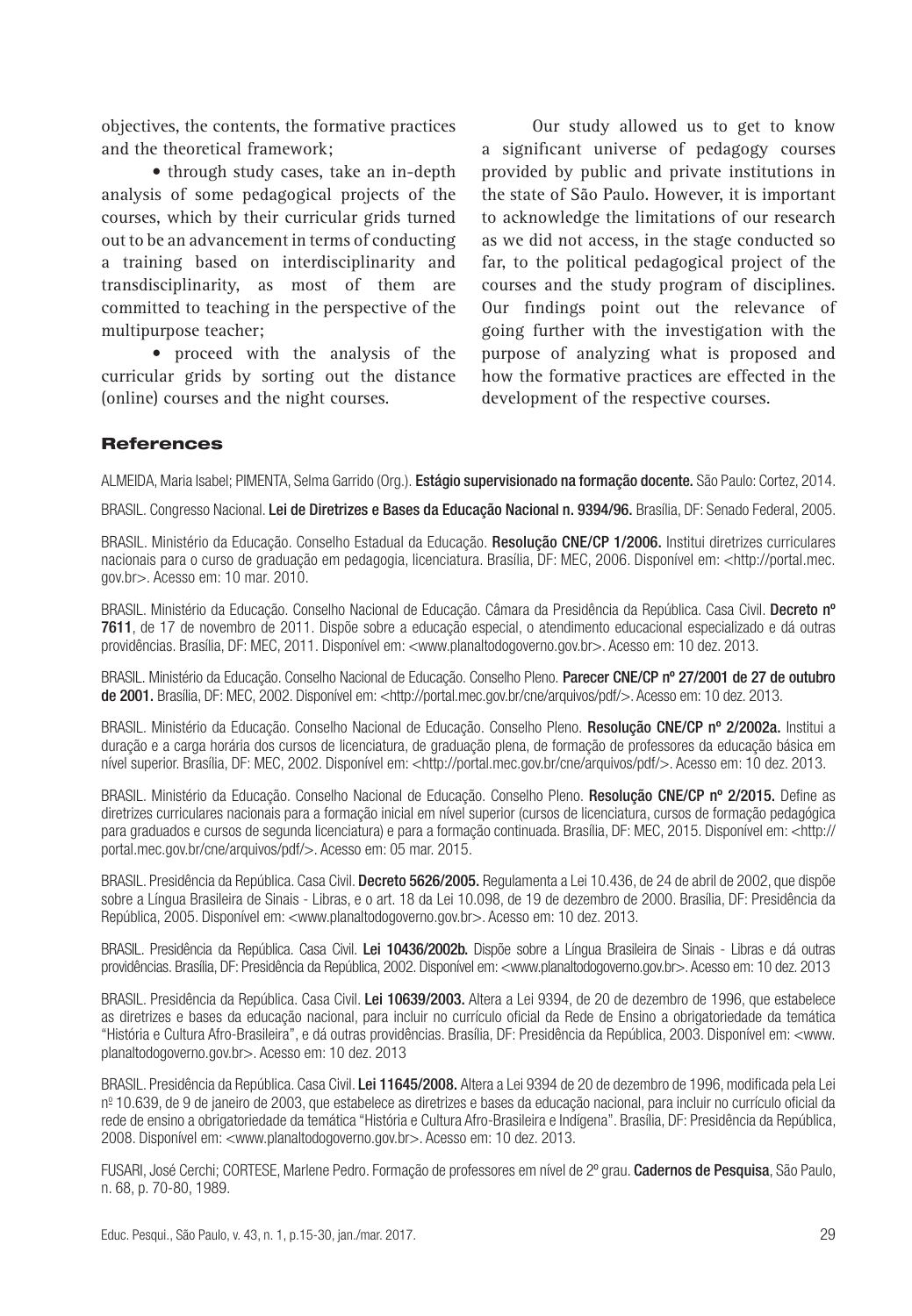objectives, the contents, the formative practices and the theoretical framework;

• through study cases, take an in-depth analysis of some pedagogical projects of the courses, which by their curricular grids turned out to be an advancement in terms of conducting a training based on interdisciplinarity and transdisciplinarity, as most of them are committed to teaching in the perspective of the multipurpose teacher;

• proceed with the analysis of the curricular grids by sorting out the distance (online) courses and the night courses.

Our study allowed us to get to know a significant universe of pedagogy courses provided by public and private institutions in the state of São Paulo. However, it is important to acknowledge the limitations of our research as we did not access, in the stage conducted so far, to the political pedagogical project of the courses and the study program of disciplines. Our findings point out the relevance of going further with the investigation with the purpose of analyzing what is proposed and how the formative practices are effected in the development of the respective courses.

## References

ALMEIDA, Maria Isabel; PIMENTA, Selma Garrido (Org.). **Estágio supervisionado na formação docente.** São Paulo: Cortez, 2014.

BRASIL. Congresso Nacional. **Lei de Diretrizes e Bases da Educação Nacional n. 9394/96.** Brasília, DF: Senado Federal, 2005.

BRASIL. Ministério da Educação. Conselho Estadual da Educação. **Resolução CNE/CP 1/2006.** Institui diretrizes curriculares nacionais para o curso de graduação em pedagogia, licenciatura. Brasília, DF: MEC, 2006. Disponível em: <http://portal.mec.gov.br>. Acesso em: 10 mar. 2010.

BRASIL. Ministério da Educação. Conselho Nacional de Educação. Câmara da Presidência da República. Casa Civil. **Decreto nº 7611**, de 17 de novembro de 2011. Dispõe sobre a educação especial, o atendimento educacional especializado e dá outras providências. Brasília, DF: MEC, 2011. Disponível em: <www.planaltodogoverno.gov.br>. Acesso em: 10 dez. 2013.

BRASIL. Ministério da Educação. Conselho Nacional de Educação. Conselho Pleno. **Parecer CNE/CP nº 27/2001 de 27 de outubro de 2001.** Brasília, DF: MEC, 2002. Disponível em: <http://portal.mec.gov.br/cne/arquivos/pdf/>. Acesso em: 10 dez. 2013.

BRASIL. Ministério da Educação. Conselho Nacional de Educação. Conselho Pleno. **Resolução CNE/CP nº 2/2002a.** Institui a duração e a carga horária dos cursos de licenciatura, de graduação plena, de formação de professores da educação básica em nível superior. Brasília, DF: MEC, 2002. Disponível em: <http://portal.mec.gov.br/cne/arquivos/pdf/>. Acesso em: 10 dez. 2013.

BRASIL. Ministério da Educação. Conselho Nacional de Educação. Conselho Pleno. **Resolução CNE/CP nº 2/2015.** Define as diretrizes curriculares nacionais para a formação inicial em nível superior (cursos de licenciatura, cursos de formação pedagógica para graduados e cursos de segunda licenciatura) e para a formação continuada. Brasília, DF: MEC, 2015. Disponível em: <http://portal.mec.gov.br/cne/arquivos/pdf/>. Acesso em: 05 mar. 2015.

BRASIL. Presidência da República. Casa Civil. **Decreto 5626/2005.** Regulamenta a Lei 10.436, de 24 de abril de 2002, que dispõe sobre a Língua Brasileira de Sinais - Libras, e o art. 18 da Lei 10.098, de 19 de dezembro de 2000. Brasília, DF: Presidência da República, 2005. Disponível em: <www.planaltodogoverno.gov.br>. Acesso em: 10 dez. 2013.

BRASIL. Presidência da República. Casa Civil. **Lei 10436/2002b.** Dispõe sobre a Língua Brasileira de Sinais - Libras e dá outras providências. Brasília, DF: Presidência da República, 2002. Disponível em: <www.planaltodogoverno.gov.br>. Acesso em: 10 dez. 2013

BRASIL. Presidência da República. Casa Civil. **Lei 10639/2003.** Altera a Lei 9394, de 20 de dezembro de 1996, que estabelece as diretrizes e bases da educação nacional, para incluir no currículo oficial da Rede de Ensino a obrigatoriedade da temática "História e Cultura Afro-Brasileira", e dá outras providências. Brasília, DF: Presidência da República, 2003. Disponível em: <www.planaltodogoverno.gov.br>. Acesso em: 10 dez. 2013

BRASIL. Presidência da República. Casa Civil. **Lei 11645/2008.** Altera a Lei 9394 de 20 de dezembro de 1996, modificada pela Lei nº 10.639, de 9 de janeiro de 2003, que estabelece as diretrizes e bases da educação nacional, para incluir no currículo oficial da rede de ensino a obrigatoriedade da temática "História e Cultura Afro-Brasileira e Indígena". Brasília, DF: Presidência da República, 2008. Disponível em: <www.planaltodogoverno.gov.br>. Acesso em: 10 dez. 2013.

FUSARI, José Cerchi; CORTESE, Marlene Pedro. Formação de professores em nível de 2º grau. **Cadernos de Pesquisa**, São Paulo, n. 68, p. 70-80, 1989.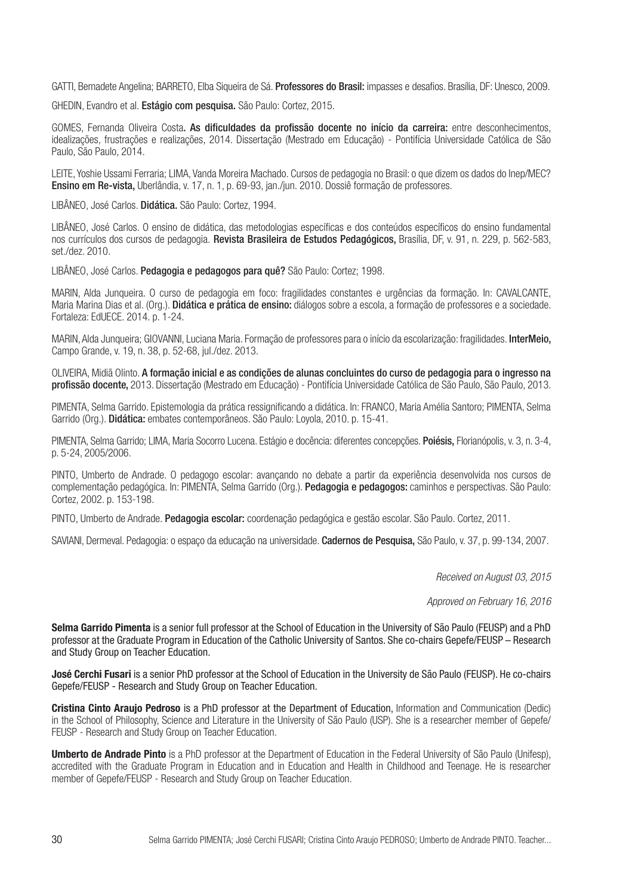GATTI, Bernadete Angelina; BARRETO, Elba Siqueira de Sá. **Professores do Brasil:** impasses e desafios. Brasília, DF: Unesco, 2009.

GHEDIN, Evandro et al. **Estágio com pesquisa.** São Paulo: Cortez, 2015.

GOMES, Fernanda Oliveira Costa**. As dificuldades da profissão docente no início da carreira:** entre desconhecimentos, idealizações, frustrações e realizações, 2014. Dissertação (Mestrado em Educação) - Pontifícia Universidade Católica de São Paulo, São Paulo, 2014.

LEITE, Yoshie Ussami Ferraria; LIMA, Vanda Moreira Machado. Cursos de pedagogia no Brasil: o que dizem os dados do Inep/MEC? **Ensino em Re-vista,** Uberlândia, v. 17, n. 1, p. 69-93, jan./jun. 2010. Dossiê formação de professores.

LIBÂNEO, José Carlos. **Didática.** São Paulo: Cortez, 1994.

LIBÂNEO, José Carlos. O ensino de didática, das metodologias específicas e dos conteúdos específicos do ensino fundamental nos currículos dos cursos de pedagogia. **Revista Brasileira de Estudos Pedagógicos,** Brasília, DF, v. 91, n. 229, p. 562-583, set./dez. 2010.

LIBÂNEO, José Carlos. **Pedagogia e pedagogos para quê?** São Paulo: Cortez; 1998.

MARIN, Alda Junqueira. O curso de pedagogia em foco: fragilidades constantes e urgências da formação. In: CAVALCANTE, Maria Marina Dias et al. (Org.). **Didática e prática de ensino:** diálogos sobre a escola, a formação de professores e a sociedade. Fortaleza: EdUECE. 2014. p. 1-24.

MARIN, Alda Junqueira; GIOVANNI, Luciana Maria. Formação de professores para o início da escolarização: fragilidades. **InterMeio,** Campo Grande, v. 19, n. 38, p. 52-68, jul./dez. 2013.

OLIVEIRA, Midiã Olinto. **A formação inicial e as condições de alunas concluintes do curso de pedagogia para o ingresso na profissão docente,** 2013. Dissertação (Mestrado em Educação) - Pontifícia Universidade Católica de São Paulo, São Paulo, 2013.

PIMENTA, Selma Garrido. Epistemologia da prática ressignificando a didática. In: FRANCO, Maria Amélia Santoro; PIMENTA, Selma Garrido (Org.). **Didática:** embates contemporâneos. São Paulo: Loyola, 2010. p. 15-41.

PIMENTA, Selma Garrido; LIMA, Maria Socorro Lucena. Estágio e docência: diferentes concepções. **Poiésis,** Florianópolis, v. 3, n. 3-4, p. 5-24, 2005/2006.

PINTO, Umberto de Andrade. O pedagogo escolar: avançando no debate a partir da experiência desenvolvida nos cursos de complementação pedagógica. In: PIMENTA, Selma Garrido (Org.). **Pedagogia e pedagogos:** caminhos e perspectivas. São Paulo: Cortez, 2002. p. 153-198.

PINTO, Umberto de Andrade. **Pedagogia escolar:** coordenação pedagógica e gestão escolar. São Paulo. Cortez, 2011.

SAVIANI, Dermeval. Pedagogia: o espaço da educação na universidade. **Cadernos de Pesquisa,** São Paulo, v. 37, p. 99-134, 2007.

*Received on August 03, 2015*

*Approved on February 16, 2016*

**Selma Garrido Pimenta** is a senior full professor at the School of Education in the University of São Paulo (FEUSP) and a PhD professor at the Graduate Program in Education of the Catholic University of Santos. She co-chairs Gepefe/FEUSP – Research and Study Group on Teacher Education.

**José Cerchi Fusari** is a senior PhD professor at the School of Education in the University de São Paulo (FEUSP). He co-chairs Gepefe/FEUSP - Research and Study Group on Teacher Education.

**Cristina Cinto Araujo Pedroso** is a PhD professor at the Department of Education, Information and Communication (Dedic) in the School of Philosophy, Science and Literature in the University of São Paulo (USP). She is a researcher member of Gepefe/FEUSP - Research and Study Group on Teacher Education.

**Umberto de Andrade Pinto** is a PhD professor at the Department of Education in the Federal University of São Paulo (Unifesp), accredited with the Graduate Program in Education and in Education and Health in Childhood and Teenage. He is researcher member of Gepefe/FEUSP - Research and Study Group on Teacher Education.